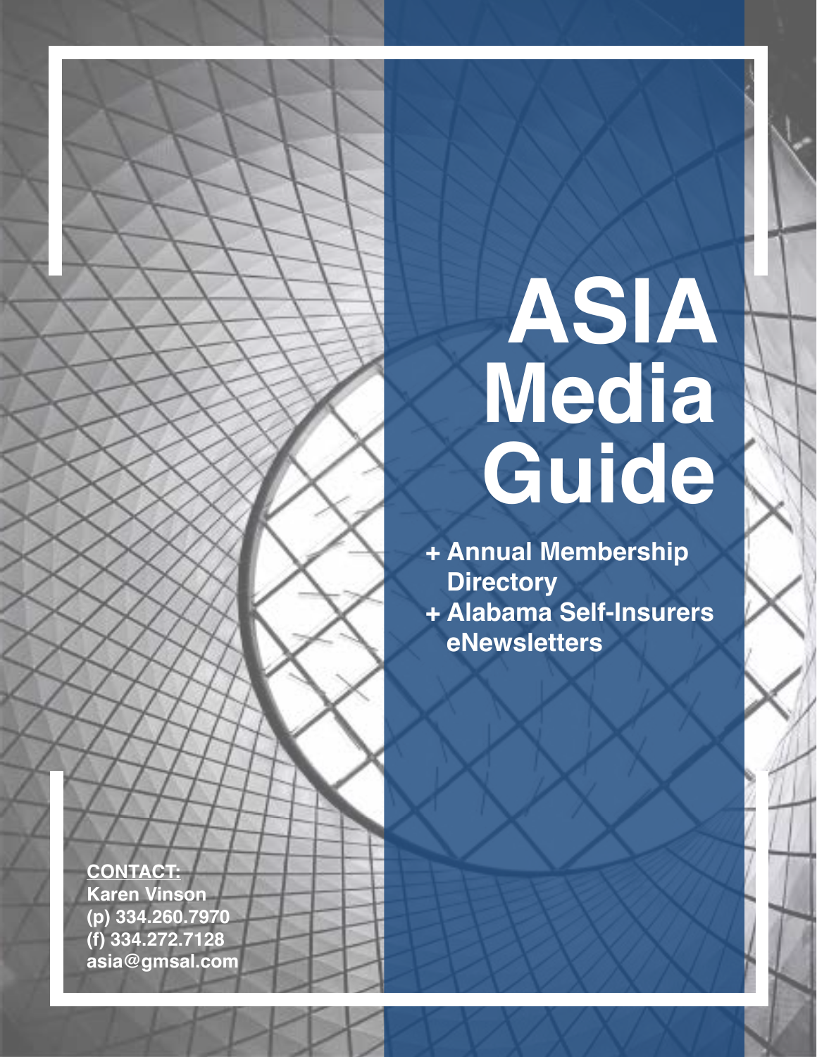# ASIA Media Guide

+ Annual Membership Directory
+ Alabama Self-Insurers eNewsletters

**CONTACT:**
**Karen Vinson**
**(p) 334.260.7970**
**(f) 334.272.7128**
**asia@gmsal.com**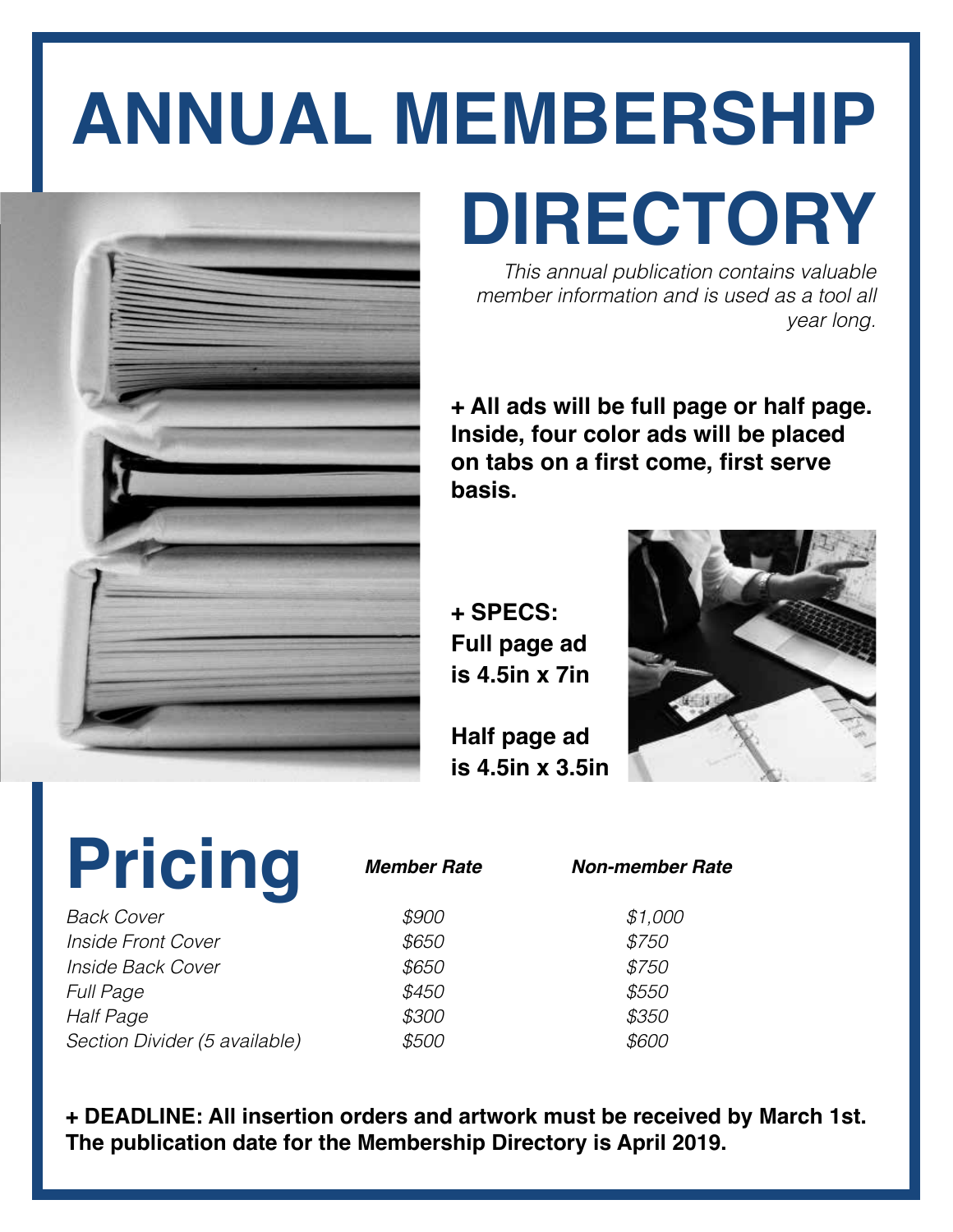# ANNUAL MEMBERSHIP DIRECTORY

*This annual publication contains valuable member information and is used as a tool all year long.*

**+ All ads will be full page or half page. Inside, four color ads will be placed on tabs on a first come, first serve basis.**

**+ SPECS:**
**Full page ad is 4.5in x 7in**

**Half page ad is 4.5in x 3.5in**

# Pricing

| | ***Member Rate*** | ***Non-member Rate*** |
|---|---|---|
| *Back Cover* | *$900* | *$1,000* |
| *Inside Front Cover* | *$650* | *$750* |
| *Inside Back Cover* | *$650* | *$750* |
| *Full Page* | *$450* | *$550* |
| *Half Page* | *$300* | *$350* |
| *Section Divider (5 available)* | *$500* | *$600* |

**+ DEADLINE: All insertion orders and artwork must be received by March 1st. The publication date for the Membership Directory is April 2019.**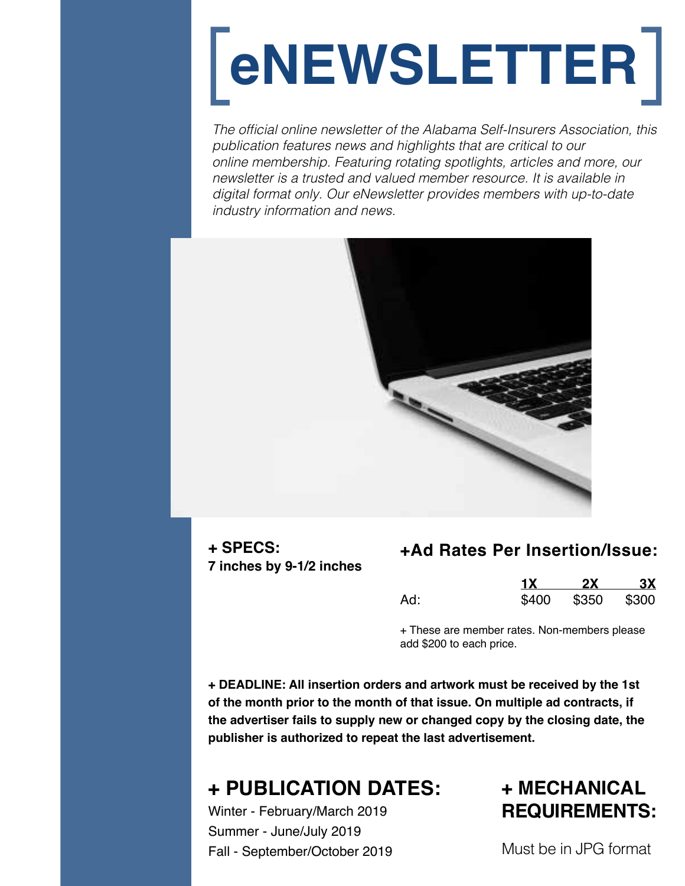# [eNEWSLETTER]

*The official online newsletter of the Alabama Self-Insurers Association, this publication features news and highlights that are critical to our online membership. Featuring rotating spotlights, articles and more, our newsletter is a trusted and valued member resource. It is available in digital format only. Our eNewsletter provides members with up-to-date industry information and news.*

**+ SPECS:**
**7 inches by 9-1/2 inches**

## +Ad Rates Per Insertion/Issue:

| | 1X | 2X | 3X |
|---|---|---|---|
| Ad: | $400 | $350 | $300 |

+ These are member rates. Non-members please add $200 to each price.

**+ DEADLINE: All insertion orders and artwork must be received by the 1st of the month prior to the month of that issue. On multiple ad contracts, if the advertiser fails to supply new or changed copy by the closing date, the publisher is authorized to repeat the last advertisement.**

## + PUBLICATION DATES:

Winter - February/March 2019
Summer - June/July 2019
Fall - September/October 2019

## + MECHANICAL REQUIREMENTS:

Must be in JPG format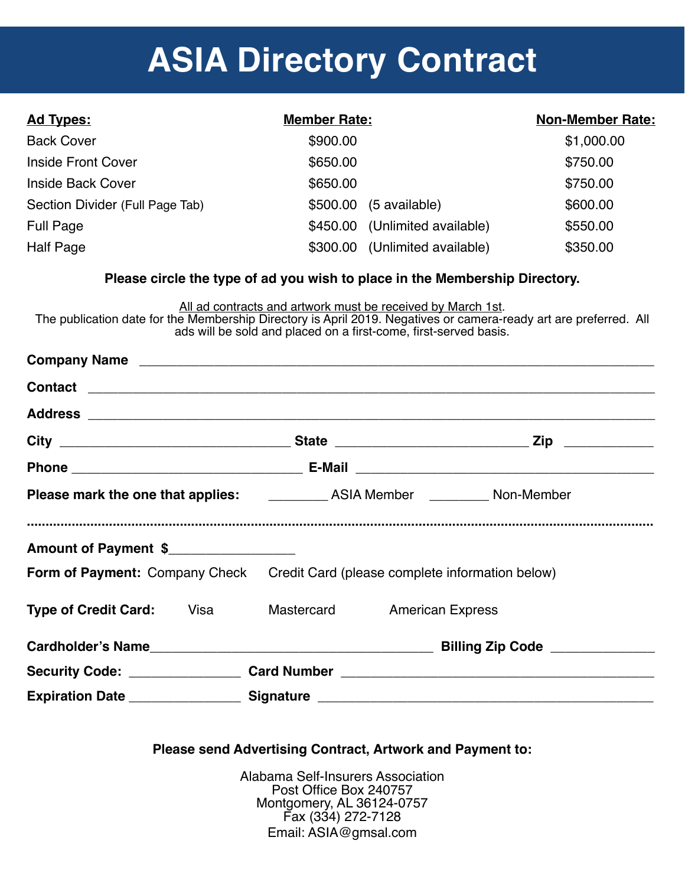# ASIA Directory Contract

| Ad Types: | Member Rate: | | Non-Member Rate: |
|---|---|---|---|
| Back Cover | $900.00 | | $1,000.00 |
| Inside Front Cover | $650.00 | | $750.00 |
| Inside Back Cover | $650.00 | | $750.00 |
| Section Divider (Full Page Tab) | $500.00 | (5 available) | $600.00 |
| Full Page | $450.00 | (Unlimited available) | $550.00 |
| Half Page | $300.00 | (Unlimited available) | $350.00 |

**Please circle the type of ad you wish to place in the Membership Directory.**

All ad contracts and artwork must be received by March 1st.
The publication date for the Membership Directory is April 2019. Negatives or camera-ready art are preferred. All ads will be sold and placed on a first-come, first-served basis.

**Company Name** ____________________________________________

**Contact** ____________________________________________

**Address** ____________________________________________

**City** ____________________ **State** ____________________ **Zip** ____________

**Phone** ____________________ **E-Mail** ____________________________

**Please mark the one that applies:** ________ ASIA Member ________ Non-Member

.......................................................................................................................................

**Amount of Payment** $________________

**Form of Payment:** Company Check Credit Card (please complete information below)

**Type of Credit Card:** Visa Mastercard American Express

**Cardholder's Name**______________________________ **Billing Zip Code** _____________

**Security Code:** _______________ **Card Number** ______________________________

**Expiration Date** _______________ **Signature** ______________________________

**Please send Advertising Contract, Artwork and Payment to:**

Alabama Self-Insurers Association
Post Office Box 240757
Montgomery, AL 36124-0757
Fax (334) 272-7128
Email: ASIA@gmsal.com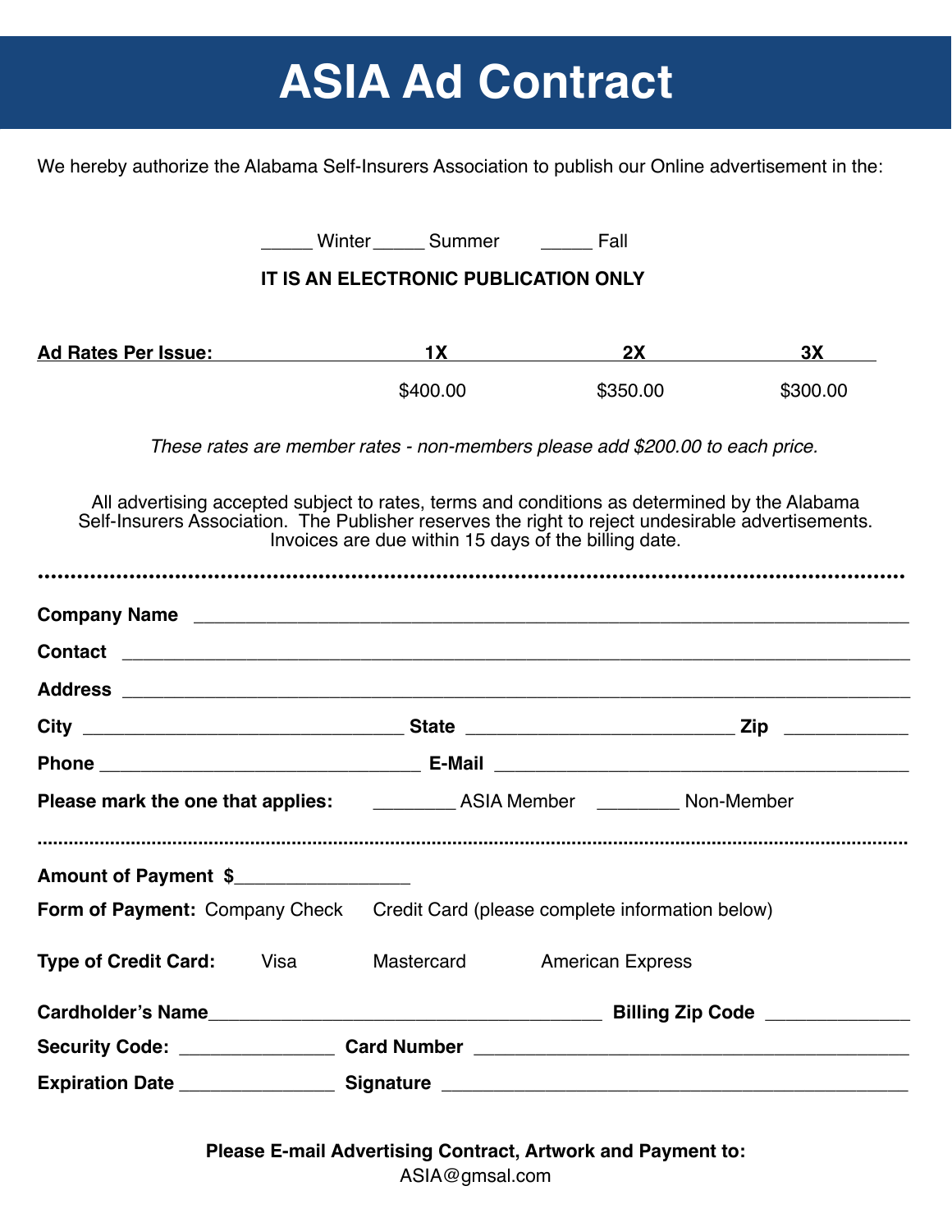# ASIA Ad Contract

We hereby authorize the Alabama Self-Insurers Association to publish our Online advertisement in the:

_____ Winter _____ Summer _____ Fall

**IT IS AN ELECTRONIC PUBLICATION ONLY**

| Ad Rates Per Issue: | 1X | 2X | 3X |
|---|---|---|---|
| | $400.00 | $350.00 | $300.00 |

*These rates are member rates - non-members please add $200.00 to each price.*

All advertising accepted subject to rates, terms and conditions as determined by the Alabama Self-Insurers Association. The Publisher reserves the right to reject undesirable advertisements. Invoices are due within 15 days of the billing date.

---

**Company Name** ____________________________________________

**Contact** ____________________________________________

**Address** ____________________________________________

**City** ______________________ **State** ______________________ **Zip** ____________

**Phone** ______________________ **E-Mail** ______________________

**Please mark the one that applies:** ________ ASIA Member ________ Non-Member

---

**Amount of Payment $**_________________

**Form of Payment:** Company Check Credit Card (please complete information below)

**Type of Credit Card:** Visa Mastercard American Express

**Cardholder's Name**______________________ **Billing Zip Code** ______________

**Security Code:** _______________ **Card Number** ______________________

**Expiration Date** _______________ **Signature** ______________________

**Please E-mail Advertising Contract, Artwork and Payment to:**

ASIA@gmsal.com